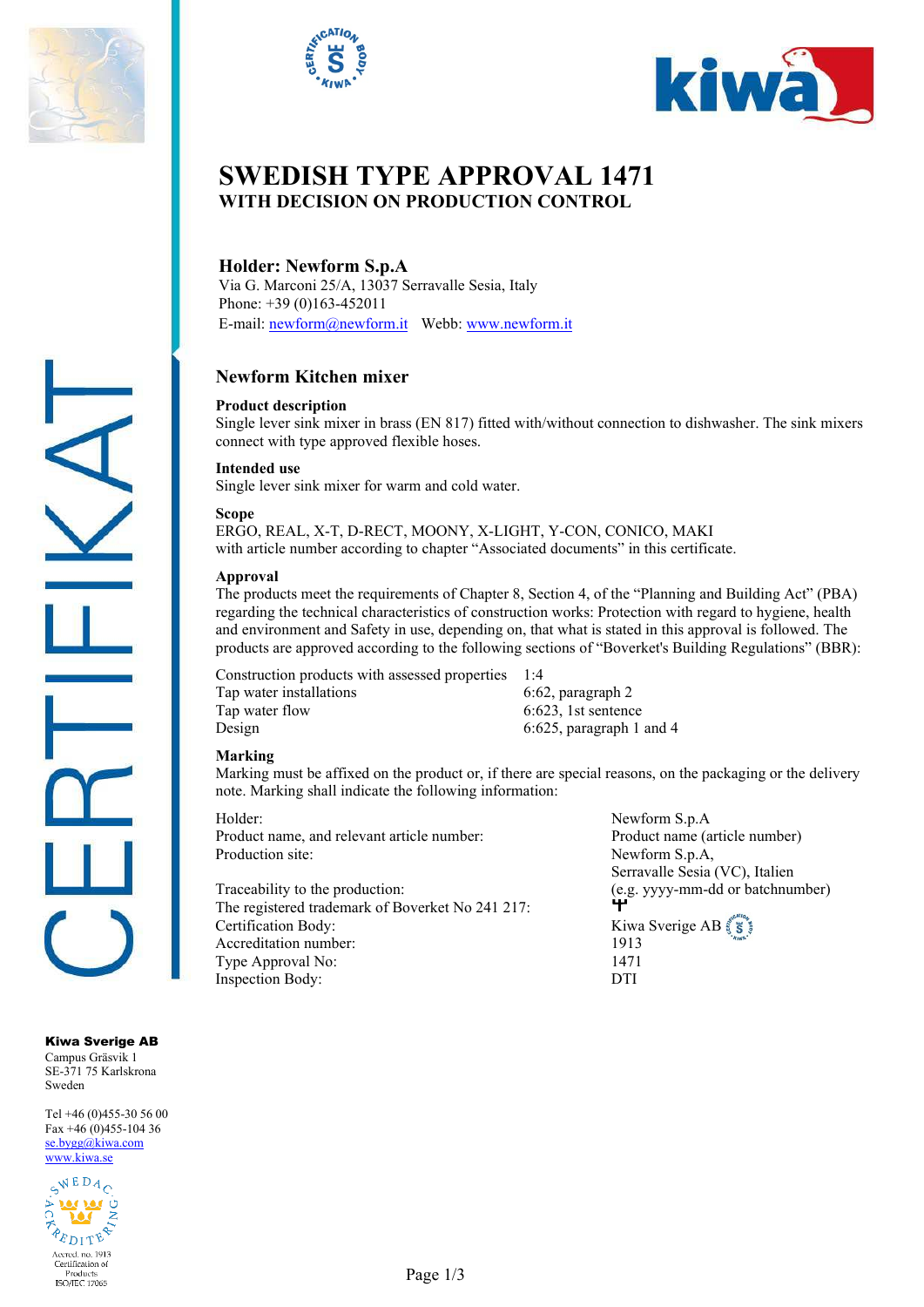# SWEDISH TYPE APPROVAL 1471

## WITH DECISION ON PRODUCTION CONTROL

### Holder: Newform S.p.A

Via G. Marconi 25/A, 13037 Serravalle Sesia, Italy
Phone: +39 (0)163-452011
E-mail: newform@newform.it Webb: www.newform.it

### Newform Kitchen mixer

**Product description**
Single lever sink mixer in brass (EN 817) fitted with/without connection to dishwasher. The sink mixers connect with type approved flexible hoses.

**Intended use**
Single lever sink mixer for warm and cold water.

**Scope**
ERGO, REAL, X-T, D-RECT, MOONY, X-LIGHT, Y-CON, CONICO, MAKI
with article number according to chapter "Associated documents" in this certificate.

**Approval**
The products meet the requirements of Chapter 8, Section 4, of the "Planning and Building Act" (PBA) regarding the technical characteristics of construction works: Protection with regard to hygiene, health and environment and Safety in use, depending on, that what is stated in this approval is followed. The products are approved according to the following sections of "Boverket's Building Regulations" (BBR):

| | |
|---|---|
| Construction products with assessed properties | 1:4 |
| Tap water installations | 6:62, paragraph 2 |
| Tap water flow | 6:623, 1st sentence |
| Design | 6:625, paragraph 1 and 4 |

**Marking**
Marking must be affixed on the product or, if there are special reasons, on the packaging or the delivery note. Marking shall indicate the following information:

| | |
|---|---|
| Holder: | Newform S.p.A |
| Product name, and relevant article number: | Product name (article number) |
| Production site: | Newform S.p.A, Serravalle Sesia (VC), Italien |
| Traceability to the production: | (e.g. yyyy-mm-dd or batchnumber) |
| The registered trademark of Boverket No 241 217: | ᛘ |
| Certification Body: | Kiwa Sverige AB |
| Accreditation number: | 1913 |
| Type Approval No: | 1471 |
| Inspection Body: | DTI |

**Kiwa Sverige AB**
Campus Gräsvik 1
SE-371 75 Karlskrona
Sweden

Tel +46 (0)455-30 56 00
Fax +46 (0)455-104 36
se.bygg@kiwa.com
www.kiwa.se

Accred. no. 1913
Certification of Products
ISO/IEC 17065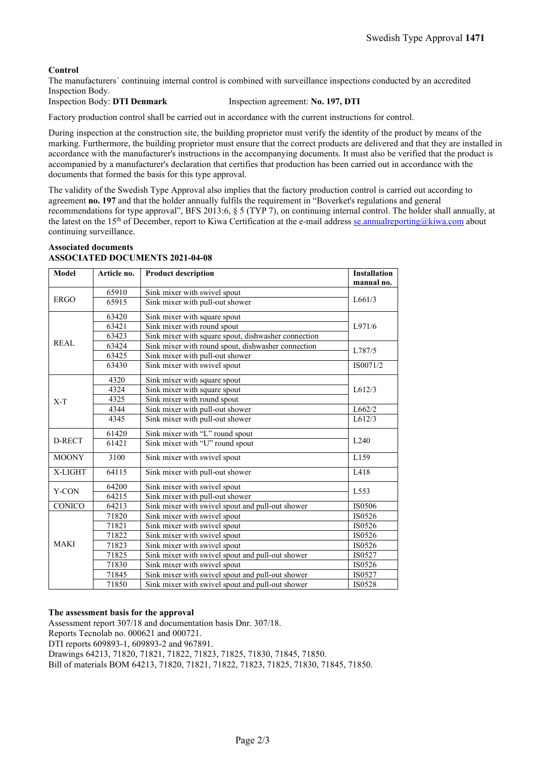### Control

The manufacturers´ continuing internal control is combined with surveillance inspections conducted by an accredited Inspection Body.
Inspection Body: **DTI Denmark** Inspection agreement: **No. 197, DTI**

Factory production control shall be carried out in accordance with the current instructions for control.

During inspection at the construction site, the building proprietor must verify the identity of the product by means of the marking. Furthermore, the building proprietor must ensure that the correct products are delivered and that they are installed in accordance with the manufacturer's instructions in the accompanying documents. It must also be verified that the product is accompanied by a manufacturer's declaration that certifies that production has been carried out in accordance with the documents that formed the basis for this type approval.

The validity of the Swedish Type Approval also implies that the factory production control is carried out according to agreement **no. 197** and that the holder annually fulfils the requirement in "Boverket's regulations and general recommendations for type approval", BFS 2013:6, § 5 (TYP 7), on continuing internal control. The holder shall annually, at the latest on the 15th of December, report to Kiwa Certification at the e-mail address se.annualreporting@kiwa.com about continuing surveillance.

### Associated documents

**ASSOCIATED DOCUMENTS 2021-04-08**

| Model | Article no. | Product description | Installation manual no. |
|---|---|---|---|
| ERGO | 65910 | Sink mixer with swivel spout | L661/3 |
| | 65915 | Sink mixer with pull-out shower | |
| REAL | 63420 | Sink mixer with square spout | L971/6 |
| | 63421 | Sink mixer with round spout | |
| | 63423 | Sink mixer with square spout, dishwasher connection | |
| | 63424 | Sink mixer with round spout, dishwasher connection | L787/5 |
| | 63425 | Sink mixer with pull-out shower | |
| | 63430 | Sink mixer with swivel spout | IS0071/2 |
| X-T | 4320 | Sink mixer with square spout | L612/3 |
| | 4324 | Sink mixer with square spout | |
| | 4325 | Sink mixer with round spout | |
| | 4344 | Sink mixer with pull-out shower | L662/2 |
| | 4345 | Sink mixer with pull-out shower | L612/3 |
| D-RECT | 61420 | Sink mixer with "L" round spout | L240 |
| | 61421 | Sink mixer with "U" round spout | |
| MOONY | 3100 | Sink mixer with swivel spout | L159 |
| X-LIGHT | 64115 | Sink mixer with pull-out shower | L418 |
| Y-CON | 64200 | Sink mixer with swivel spout | L553 |
| | 64215 | Sink mixer with pull-out shower | |
| CONICO | 64213 | Sink mixer with swivel spout and pull-out shower | IS0506 |
| MAKI | 71820 | Sink mixer with swivel spout | IS0526 |
| | 71821 | Sink mixer with swivel spout | IS0526 |
| | 71822 | Sink mixer with swivel spout | IS0526 |
| | 71823 | Sink mixer with swivel spout | IS0526 |
| | 71825 | Sink mixer with swivel spout and pull-out shower | IS0527 |
| | 71830 | Sink mixer with swivel spout | IS0526 |
| | 71845 | Sink mixer with swivel spout and pull-out shower | IS0527 |
| | 71850 | Sink mixer with swivel spout and pull-out shower | IS0528 |

### The assessment basis for the approval

Assessment report 307/18 and documentation basis Dnr. 307/18.
Reports Tecnolab no. 000621 and 000721.
DTI reports 609893-1, 609893-2 and 967891.
Drawings 64213, 71820, 71821, 71822, 71823, 71825, 71830, 71845, 71850.
Bill of materials BOM 64213, 71820, 71821, 71822, 71823, 71825, 71830, 71845, 71850.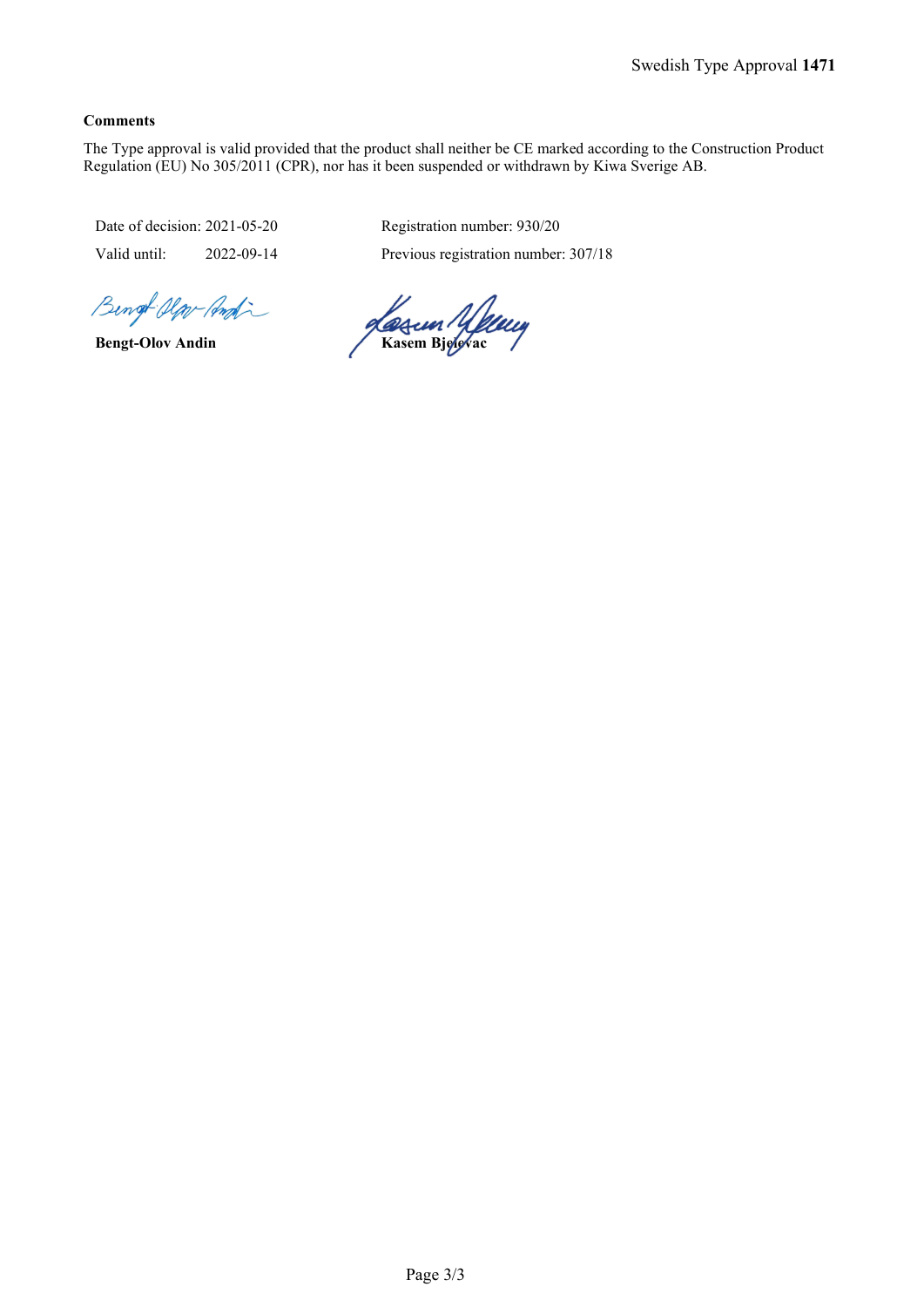**Comments**

The Type approval is valid provided that the product shall neither be CE marked according to the Construction Product Regulation (EU) No 305/2011 (CPR), nor has it been suspended or withdrawn by Kiwa Sverige AB.

Date of decision: 2021-05-20

Valid until: 2022-09-14

Registration number: 930/20

Previous registration number: 307/18

**Bengt-Olov Andin**

**Kasem Bjelevac**